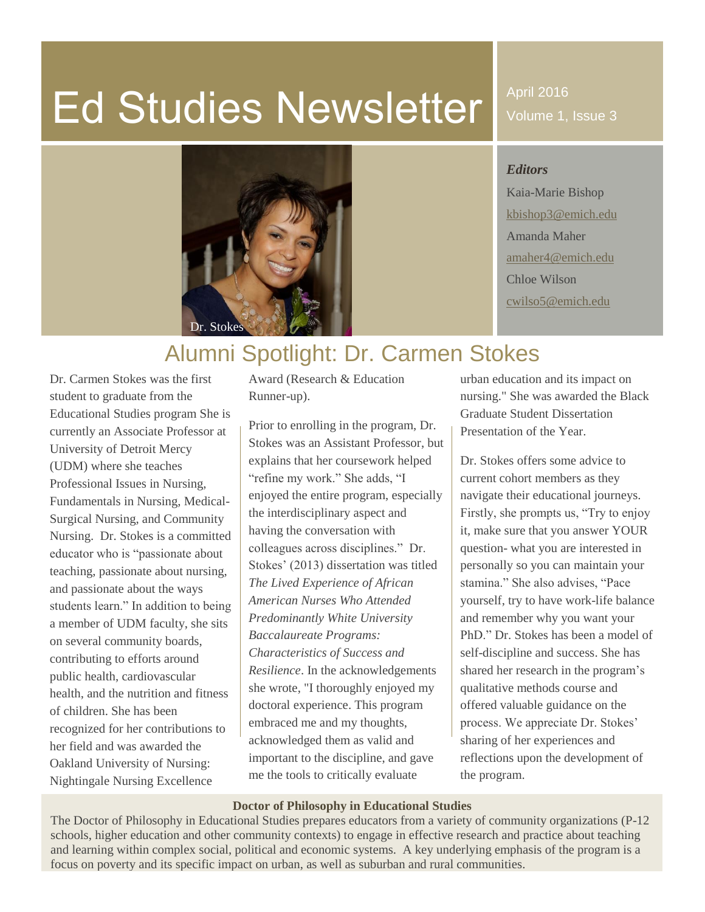# Ed Studies Newsletter

April 2016
Volume 1, Issue 3

Dr. Stokes

***Editors***

Kaia-Marie Bishop
kbishop3@emich.edu
Amanda Maher
amaher4@emich.edu
Chloe Wilson
cwilso5@emich.edu

## Alumni Spotlight: Dr. Carmen Stokes

Dr. Carmen Stokes was the first student to graduate from the Educational Studies program She is currently an Associate Professor at University of Detroit Mercy (UDM) where she teaches Professional Issues in Nursing, Fundamentals in Nursing, Medical-Surgical Nursing, and Community Nursing. Dr. Stokes is a committed educator who is "passionate about teaching, passionate about nursing, and passionate about the ways students learn." In addition to being a member of UDM faculty, she sits on several community boards, contributing to efforts around public health, cardiovascular health, and the nutrition and fitness of children. She has been recognized for her contributions to her field and was awarded the Oakland University of Nursing: Nightingale Nursing Excellence Award (Research & Education Runner-up).

Prior to enrolling in the program, Dr. Stokes was an Assistant Professor, but explains that her coursework helped "refine my work." She adds, "I enjoyed the entire program, especially the interdisciplinary aspect and having the conversation with colleagues across disciplines." Dr. Stokes' (2013) dissertation was titled *The Lived Experience of African American Nurses Who Attended Predominantly White University Baccalaureate Programs: Characteristics of Success and Resilience*. In the acknowledgements she wrote, "I thoroughly enjoyed my doctoral experience. This program embraced me and my thoughts, acknowledged them as valid and important to the discipline, and gave me the tools to critically evaluate urban education and its impact on nursing." She was awarded the Black Graduate Student Dissertation Presentation of the Year.

Dr. Stokes offers some advice to current cohort members as they navigate their educational journeys. Firstly, she prompts us, "Try to enjoy it, make sure that you answer YOUR question- what you are interested in personally so you can maintain your stamina." She also advises, "Pace yourself, try to have work-life balance and remember why you want your PhD." Dr. Stokes has been a model of self-discipline and success. She has shared her research in the program's qualitative methods course and offered valuable guidance on the process. We appreciate Dr. Stokes' sharing of her experiences and reflections upon the development of the program.

**Doctor of Philosophy in Educational Studies**

The Doctor of Philosophy in Educational Studies prepares educators from a variety of community organizations (P-12 schools, higher education and other community contexts) to engage in effective research and practice about teaching and learning within complex social, political and economic systems. A key underlying emphasis of the program is a focus on poverty and its specific impact on urban, as well as suburban and rural communities.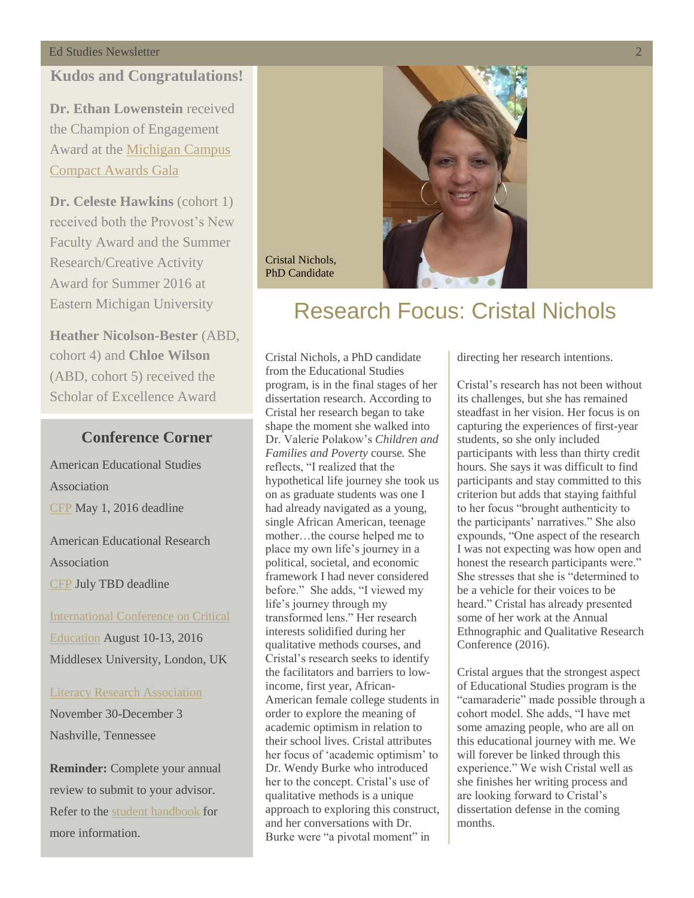## Kudos and Congratulations!

**Dr. Ethan Lowenstein** received the Champion of Engagement Award at the Michigan Campus Compact Awards Gala

**Dr. Celeste Hawkins** (cohort 1) received both the Provost's New Faculty Award and the Summer Research/Creative Activity Award for Summer 2016 at Eastern Michigan University

**Heather Nicolson-Bester** (ABD, cohort 4) and **Chloe Wilson** (ABD, cohort 5) received the Scholar of Excellence Award

## Conference Corner

American Educational Studies Association
CFP May 1, 2016 deadline

American Educational Research Association
CFP July TBD deadline

International Conference on Critical Education August 10-13, 2016
Middlesex University, London, UK

Literacy Research Association
November 30-December 3
Nashville, Tennessee

**Reminder:** Complete your annual review to submit to your advisor. Refer to the student handbook for more information.

Cristal Nichols, PhD Candidate

# Research Focus: Cristal Nichols

Cristal Nichols, a PhD candidate from the Educational Studies program, is in the final stages of her dissertation research. According to Cristal her research began to take shape the moment she walked into Dr. Valerie Polakow's *Children and Families and Poverty* course. She reflects, "I realized that the hypothetical life journey she took us on as graduate students was one I had already navigated as a young, single African American, teenage mother…the course helped me to place my own life's journey in a political, societal, and economic framework I had never considered before." She adds, "I viewed my life's journey through my transformed lens." Her research interests solidified during her qualitative methods courses, and Cristal's research seeks to identify the facilitators and barriers to low-income, first year, African-American female college students in order to explore the meaning of academic optimism in relation to their school lives. Cristal attributes her focus of 'academic optimism' to Dr. Wendy Burke who introduced her to the concept. Cristal's use of qualitative methods is a unique approach to exploring this construct, and her conversations with Dr. Burke were "a pivotal moment" in directing her research intentions.

Cristal's research has not been without its challenges, but she has remained steadfast in her vision. Her focus is on capturing the experiences of first-year students, so she only included participants with less than thirty credit hours. She says it was difficult to find participants and stay committed to this criterion but adds that staying faithful to her focus "brought authenticity to the participants' narratives." She also expounds, "One aspect of the research I was not expecting was how open and honest the research participants were." She stresses that she is "determined to be a vehicle for their voices to be heard." Cristal has already presented some of her work at the Annual Ethnographic and Qualitative Research Conference (2016).

Cristal argues that the strongest aspect of Educational Studies program is the "camaraderie" made possible through a cohort model. She adds, "I have met some amazing people, who are all on this educational journey with me. We will forever be linked through this experience." We wish Cristal well as she finishes her writing process and are looking forward to Cristal's dissertation defense in the coming months.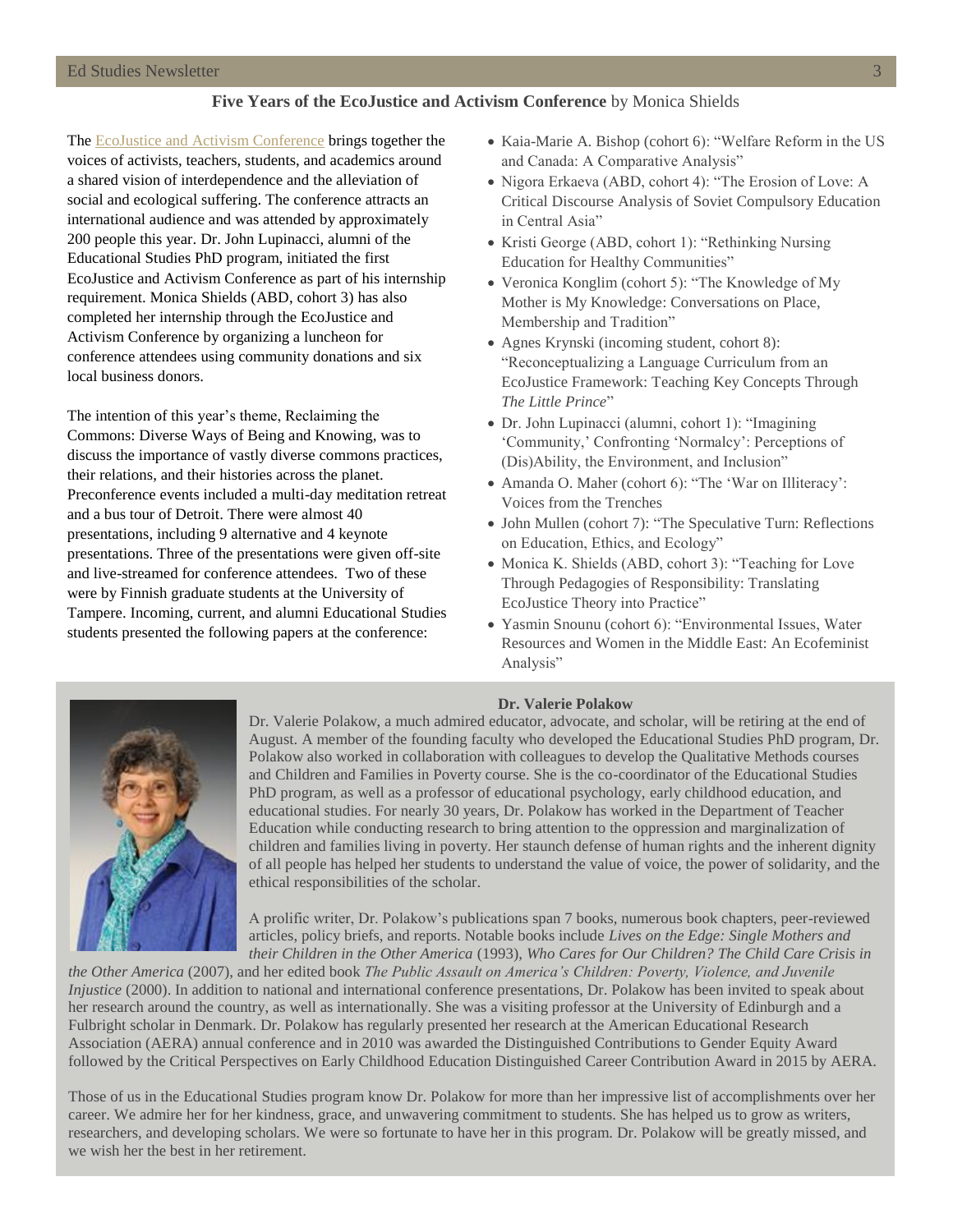## Five Years of the EcoJustice and Activism Conference by Monica Shields

The EcoJustice and Activism Conference brings together the voices of activists, teachers, students, and academics around a shared vision of interdependence and the alleviation of social and ecological suffering. The conference attracts an international audience and was attended by approximately 200 people this year. Dr. John Lupinacci, alumni of the Educational Studies PhD program, initiated the first EcoJustice and Activism Conference as part of his internship requirement. Monica Shields (ABD, cohort 3) has also completed her internship through the EcoJustice and Activism Conference by organizing a luncheon for conference attendees using community donations and six local business donors.

The intention of this year's theme, Reclaiming the Commons: Diverse Ways of Being and Knowing, was to discuss the importance of vastly diverse commons practices, their relations, and their histories across the planet. Preconference events included a multi-day meditation retreat and a bus tour of Detroit. There were almost 40 presentations, including 9 alternative and 4 keynote presentations. Three of the presentations were given off-site and live-streamed for conference attendees. Two of these were by Finnish graduate students at the University of Tampere. Incoming, current, and alumni Educational Studies students presented the following papers at the conference:

- Kaia-Marie A. Bishop (cohort 6): "Welfare Reform in the US and Canada: A Comparative Analysis"
- Nigora Erkaeva (ABD, cohort 4): "The Erosion of Love: A Critical Discourse Analysis of Soviet Compulsory Education in Central Asia"
- Kristi George (ABD, cohort 1): "Rethinking Nursing Education for Healthy Communities"
- Veronica Konglim (cohort 5): "The Knowledge of My Mother is My Knowledge: Conversations on Place, Membership and Tradition"
- Agnes Krynski (incoming student, cohort 8): "Reconceptualizing a Language Curriculum from an EcoJustice Framework: Teaching Key Concepts Through *The Little Prince*"
- Dr. John Lupinacci (alumni, cohort 1): "Imagining 'Community,' Confronting 'Normalcy': Perceptions of (Dis)Ability, the Environment, and Inclusion"
- Amanda O. Maher (cohort 6): "The 'War on Illiteracy': Voices from the Trenches
- John Mullen (cohort 7): "The Speculative Turn: Reflections on Education, Ethics, and Ecology"
- Monica K. Shields (ABD, cohort 3): "Teaching for Love Through Pedagogies of Responsibility: Translating EcoJustice Theory into Practice"
- Yasmin Snounu (cohort 6): "Environmental Issues, Water Resources and Women in the Middle East: An Ecofeminist Analysis"

### Dr. Valerie Polakow

Dr. Valerie Polakow, a much admired educator, advocate, and scholar, will be retiring at the end of August. A member of the founding faculty who developed the Educational Studies PhD program, Dr. Polakow also worked in collaboration with colleagues to develop the Qualitative Methods courses and Children and Families in Poverty course. She is the co-coordinator of the Educational Studies PhD program, as well as a professor of educational psychology, early childhood education, and educational studies. For nearly 30 years, Dr. Polakow has worked in the Department of Teacher Education while conducting research to bring attention to the oppression and marginalization of children and families living in poverty. Her staunch defense of human rights and the inherent dignity of all people has helped her students to understand the value of voice, the power of solidarity, and the ethical responsibilities of the scholar.

A prolific writer, Dr. Polakow's publications span 7 books, numerous book chapters, peer-reviewed articles, policy briefs, and reports. Notable books include *Lives on the Edge: Single Mothers and their Children in the Other America* (1993), *Who Cares for Our Children? The Child Care Crisis in the Other America* (2007), and her edited book *The Public Assault on America's Children: Poverty, Violence, and Juvenile Injustice* (2000). In addition to national and international conference presentations, Dr. Polakow has been invited to speak about her research around the country, as well as internationally. She was a visiting professor at the University of Edinburgh and a Fulbright scholar in Denmark. Dr. Polakow has regularly presented her research at the American Educational Research Association (AERA) annual conference and in 2010 was awarded the Distinguished Contributions to Gender Equity Award followed by the Critical Perspectives on Early Childhood Education Distinguished Career Contribution Award in 2015 by AERA.

Those of us in the Educational Studies program know Dr. Polakow for more than her impressive list of accomplishments over her career. We admire her for her kindness, grace, and unwavering commitment to students. She has helped us to grow as writers, researchers, and developing scholars. We were so fortunate to have her in this program. Dr. Polakow will be greatly missed, and we wish her the best in her retirement.